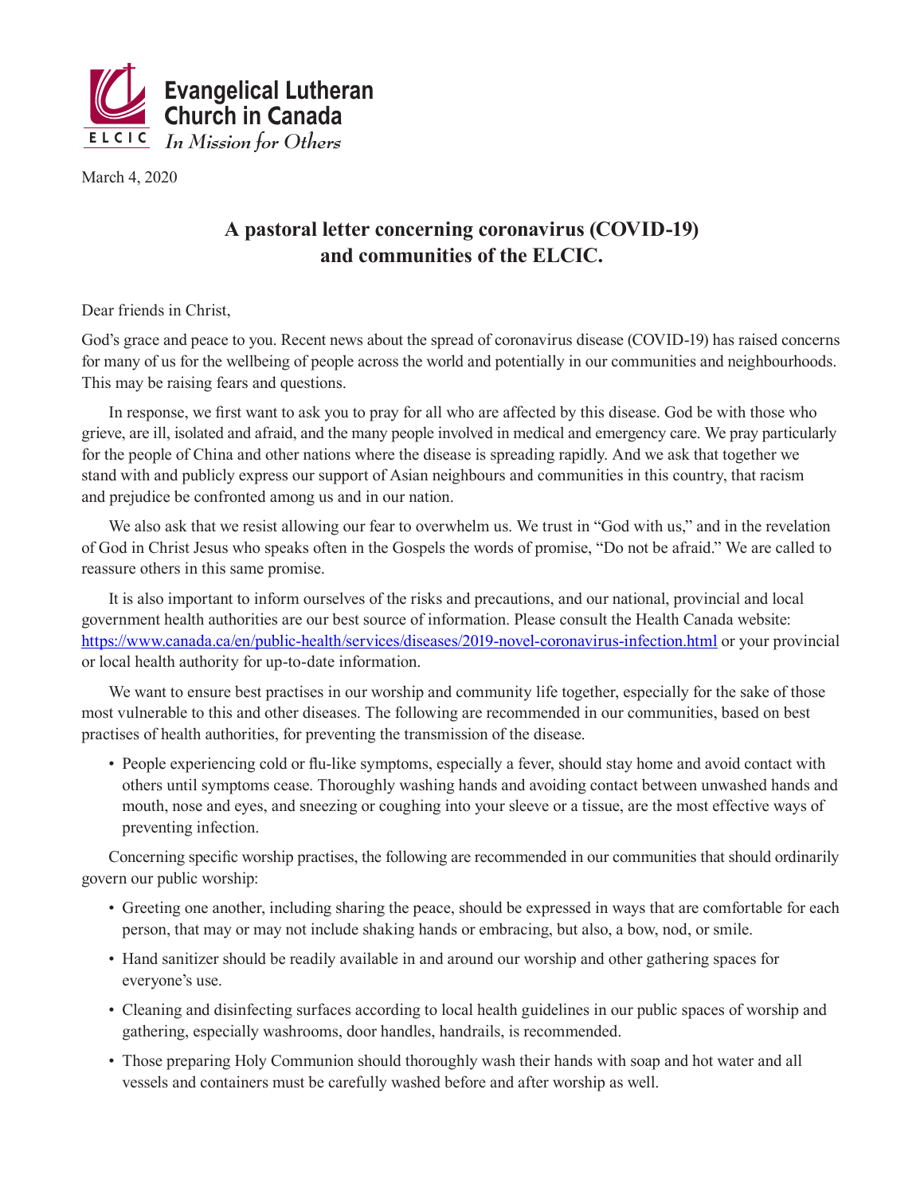**Evangelical Lutheran Church in Canada**
ELCIC
*In Mission for Others*

March 4, 2020

# A pastoral letter concerning coronavirus (COVID-19) and communities of the ELCIC.

Dear friends in Christ,

God's grace and peace to you. Recent news about the spread of coronavirus disease (COVID-19) has raised concerns for many of us for the wellbeing of people across the world and potentially in our communities and neighbourhoods. This may be raising fears and questions.

In response, we first want to ask you to pray for all who are affected by this disease. God be with those who grieve, are ill, isolated and afraid, and the many people involved in medical and emergency care. We pray particularly for the people of China and other nations where the disease is spreading rapidly. And we ask that together we stand with and publicly express our support of Asian neighbours and communities in this country, that racism and prejudice be confronted among us and in our nation.

We also ask that we resist allowing our fear to overwhelm us. We trust in "God with us," and in the revelation of God in Christ Jesus who speaks often in the Gospels the words of promise, "Do not be afraid." We are called to reassure others in this same promise.

It is also important to inform ourselves of the risks and precautions, and our national, provincial and local government health authorities are our best source of information. Please consult the Health Canada website: [https://www.canada.ca/en/public-health/services/diseases/2019-novel-coronavirus-infection.html](https://www.canada.ca/en/public-health/services/diseases/2019-novel-coronavirus-infection.html) or your provincial or local health authority for up-to-date information.

We want to ensure best practises in our worship and community life together, especially for the sake of those most vulnerable to this and other diseases. The following are recommended in our communities, based on best practises of health authorities, for preventing the transmission of the disease.

- People experiencing cold or flu-like symptoms, especially a fever, should stay home and avoid contact with others until symptoms cease. Thoroughly washing hands and avoiding contact between unwashed hands and mouth, nose and eyes, and sneezing or coughing into your sleeve or a tissue, are the most effective ways of preventing infection.

Concerning specific worship practises, the following are recommended in our communities that should ordinarily govern our public worship:

- Greeting one another, including sharing the peace, should be expressed in ways that are comfortable for each person, that may or may not include shaking hands or embracing, but also, a bow, nod, or smile.
- Hand sanitizer should be readily available in and around our worship and other gathering spaces for everyone's use.
- Cleaning and disinfecting surfaces according to local health guidelines in our public spaces of worship and gathering, especially washrooms, door handles, handrails, is recommended.
- Those preparing Holy Communion should thoroughly wash their hands with soap and hot water and all vessels and containers must be carefully washed before and after worship as well.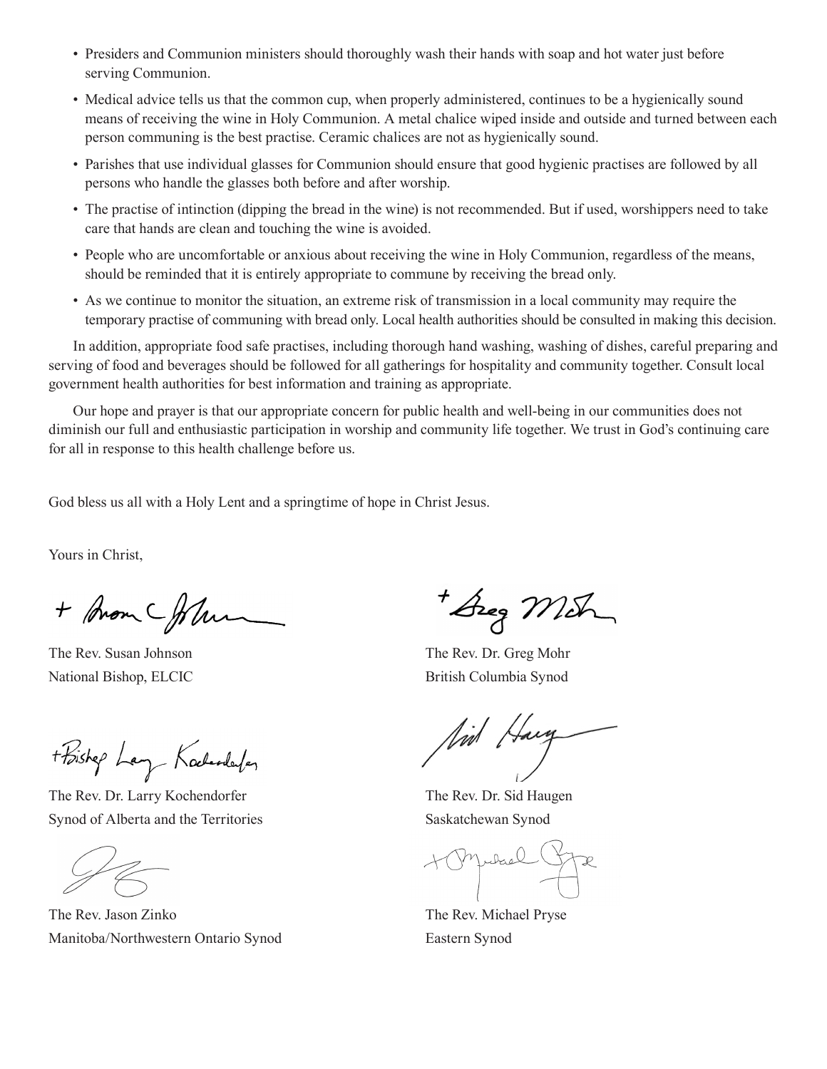- Presiders and Communion ministers should thoroughly wash their hands with soap and hot water just before serving Communion.
- Medical advice tells us that the common cup, when properly administered, continues to be a hygienically sound means of receiving the wine in Holy Communion. A metal chalice wiped inside and outside and turned between each person communing is the best practise. Ceramic chalices are not as hygienically sound.
- Parishes that use individual glasses for Communion should ensure that good hygienic practises are followed by all persons who handle the glasses both before and after worship.
- The practise of intinction (dipping the bread in the wine) is not recommended. But if used, worshippers need to take care that hands are clean and touching the wine is avoided.
- People who are uncomfortable or anxious about receiving the wine in Holy Communion, regardless of the means, should be reminded that it is entirely appropriate to commune by receiving the bread only.
- As we continue to monitor the situation, an extreme risk of transmission in a local community may require the temporary practise of communing with bread only. Local health authorities should be consulted in making this decision.

In addition, appropriate food safe practises, including thorough hand washing, washing of dishes, careful preparing and serving of food and beverages should be followed for all gatherings for hospitality and community together. Consult local government health authorities for best information and training as appropriate.

Our hope and prayer is that our appropriate concern for public health and well-being in our communities does not diminish our full and enthusiastic participation in worship and community life together. We trust in God's continuing care for all in response to this health challenge before us.

God bless us all with a Holy Lent and a springtime of hope in Christ Jesus.

Yours in Christ,

The Rev. Susan Johnson
National Bishop, ELCIC

The Rev. Dr. Greg Mohr
British Columbia Synod

The Rev. Dr. Larry Kochendorfer
Synod of Alberta and the Territories

The Rev. Dr. Sid Haugen
Saskatchewan Synod

The Rev. Jason Zinko
Manitoba/Northwestern Ontario Synod

The Rev. Michael Pryse
Eastern Synod